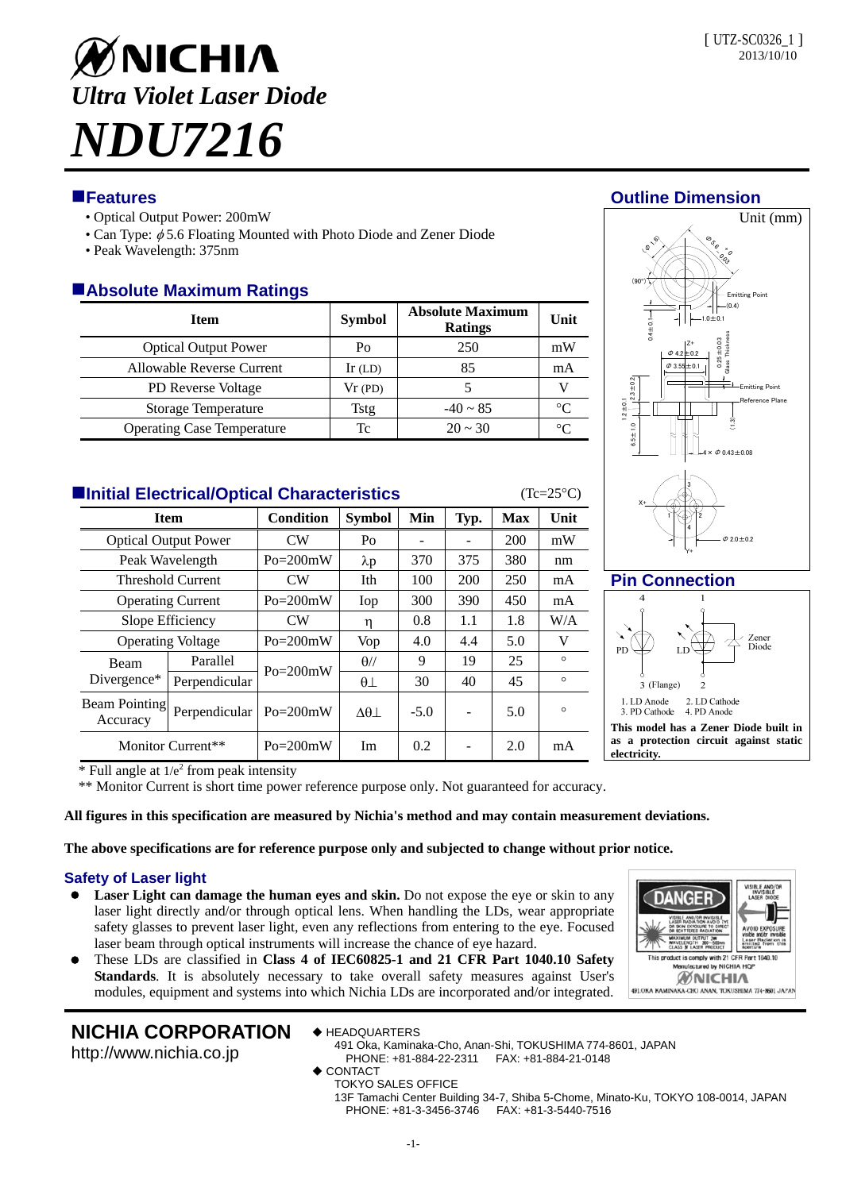# NICHIA

*Ultra Violet Laser Diode*

# *NDU7216*

[ UTZ-SC0326_1 ]
2013/10/10

## Features

- Optical Output Power: 200mW
- Can Type: $\phi$5.6 Floating Mounted with Photo Diode and Zener Diode
- Peak Wavelength: 375nm

## Absolute Maximum Ratings

| Item | Symbol | Absolute Maximum Ratings | Unit |
|---|---|---|---|
| Optical Output Power | Po | 250 | mW |
| Allowable Reverse Current | Ir (LD) | 85 | mA |
| PD Reverse Voltage | Vr (PD) | 5 | V |
| Storage Temperature | Tstg | -40 ~ 85 | °C |
| Operating Case Temperature | Tc | 20 ~ 30 | °C |

## Initial Electrical/Optical Characteristics

(Tc=25°C)

| Item | | Condition | Symbol | Min | Typ. | Max | Unit |
|---|---|---|---|---|---|---|---|
| Optical Output Power | | CW | Po | - | - | 200 | mW |
| Peak Wavelength | | Po=200mW | λp | 370 | 375 | 380 | nm |
| Threshold Current | | CW | Ith | 100 | 200 | 250 | mA |
| Operating Current | | Po=200mW | Iop | 300 | 390 | 450 | mA |
| Slope Efficiency | | CW | η | 0.8 | 1.1 | 1.8 | W/A |
| Operating Voltage | | Po=200mW | Vop | 4.0 | 4.4 | 5.0 | V |
| Beam Divergence* | Parallel | Po=200mW | θ// | 9 | 19 | 25 | ° |
| | Perpendicular | | θ⊥ | 30 | 40 | 45 | ° |
| Beam Pointing Accuracy | Perpendicular | Po=200mW | Δθ⊥ | -5.0 | - | 5.0 | ° |
| Monitor Current** | | Po=200mW | Im | 0.2 | - | 2.0 | mA |

\* Full angle at $1/e^2$ from peak intensity

\*\* Monitor Current is short time power reference purpose only. Not guaranteed for accuracy.

**All figures in this specification are measured by Nichia's method and may contain measurement deviations.**

**The above specifications are for reference purpose only and subjected to change without prior notice.**

## Outline Dimension

Unit (mm)

## Pin Connection

1. LD Anode 2. LD Cathode
3. PD Cathode 4. PD Anode

**This model has a Zener Diode built in as a protection circuit against static electricity.**

## Safety of Laser light

- **Laser Light can damage the human eyes and skin.** Do not expose the eye or skin to any laser light directly and/or through optical lens. When handling the LDs, wear appropriate safety glasses to prevent laser light, even any reflections from entering to the eye. Focused laser beam through optical instruments will increase the chance of eye hazard.
- These LDs are classified in **Class 4 of IEC60825-1 and 21 CFR Part 1040.10 Safety Standards**. It is absolutely necessary to take overall safety measures against User's modules, equipment and systems into which Nichia LDs are incorporated and/or integrated.

**NICHIA CORPORATION**
http://www.nichia.co.jp

◆ HEADQUARTERS
491 Oka, Kaminaka-Cho, Anan-Shi, TOKUSHIMA 774-8601, JAPAN
PHONE: +81-884-22-2311 FAX: +81-884-21-0148

◆ CONTACT
TOKYO SALES OFFICE
13F Tamachi Center Building 34-7, Shiba 5-Chome, Minato-Ku, TOKYO 108-0014, JAPAN
PHONE: +81-3-3456-3746 FAX: +81-3-5440-7516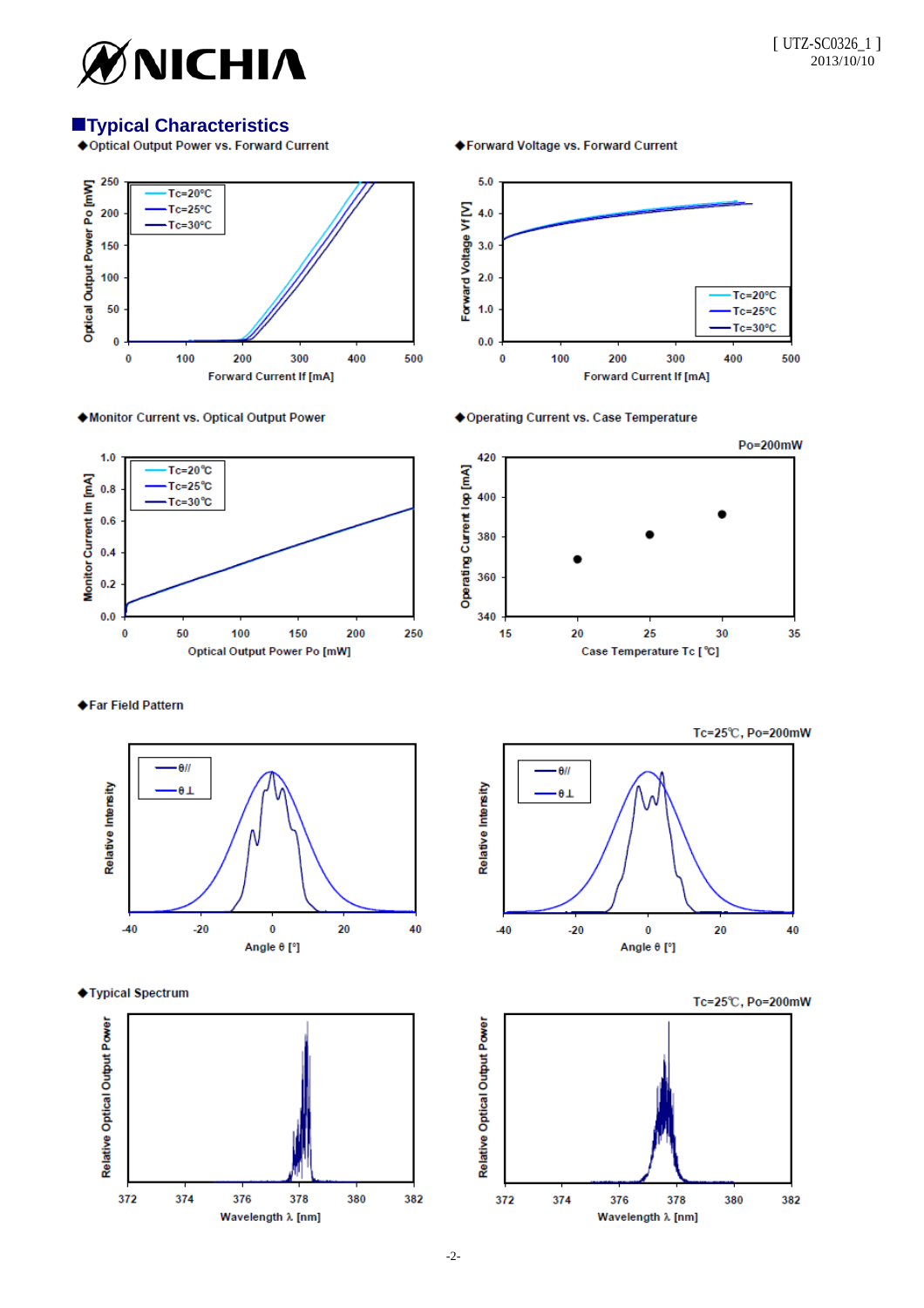## ■Typical Characteristics

◆Optical Output Power vs. Forward Current

◆Forward Voltage vs. Forward Current

◆Monitor Current vs. Optical Output Power

◆Operating Current vs. Case Temperature

Po=200mW

◆Far Field Pattern

Tc=25℃, Po=200mW

◆Typical Spectrum

Tc=25℃, Po=200mW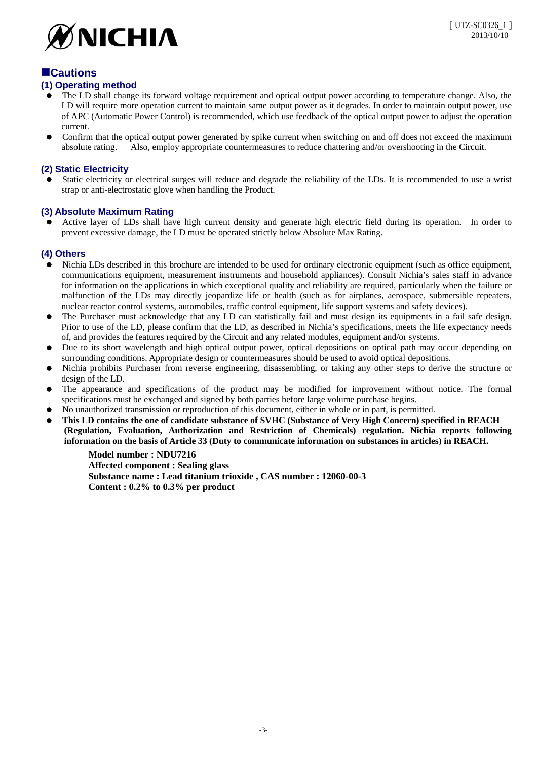## ■Cautions

### (1) Operating method

- The LD shall change its forward voltage requirement and optical output power according to temperature change. Also, the LD will require more operation current to maintain same output power as it degrades. In order to maintain output power, use of APC (Automatic Power Control) is recommended, which use feedback of the optical output power to adjust the operation current.
- Confirm that the optical output power generated by spike current when switching on and off does not exceed the maximum absolute rating. Also, employ appropriate countermeasures to reduce chattering and/or overshooting in the Circuit.

### (2) Static Electricity

- Static electricity or electrical surges will reduce and degrade the reliability of the LDs. It is recommended to use a wrist strap or anti-electrostatic glove when handling the Product.

### (3) Absolute Maximum Rating

- Active layer of LDs shall have high current density and generate high electric field during its operation. In order to prevent excessive damage, the LD must be operated strictly below Absolute Max Rating.

### (4) Others

- Nichia LDs described in this brochure are intended to be used for ordinary electronic equipment (such as office equipment, communications equipment, measurement instruments and household appliances). Consult Nichia's sales staff in advance for information on the applications in which exceptional quality and reliability are required, particularly when the failure or malfunction of the LDs may directly jeopardize life or health (such as for airplanes, aerospace, submersible repeaters, nuclear reactor control systems, automobiles, traffic control equipment, life support systems and safety devices).
- The Purchaser must acknowledge that any LD can statistically fail and must design its equipments in a fail safe design. Prior to use of the LD, please confirm that the LD, as described in Nichia's specifications, meets the life expectancy needs of, and provides the features required by the Circuit and any related modules, equipment and/or systems.
- Due to its short wavelength and high optical output power, optical depositions on optical path may occur depending on surrounding conditions. Appropriate design or countermeasures should be used to avoid optical depositions.
- Nichia prohibits Purchaser from reverse engineering, disassembling, or taking any other steps to derive the structure or design of the LD.
- The appearance and specifications of the product may be modified for improvement without notice. The formal specifications must be exchanged and signed by both parties before large volume purchase begins.
- No unauthorized transmission or reproduction of this document, either in whole or in part, is permitted.
- **This LD contains the one of candidate substance of SVHC (Substance of Very High Concern) specified in REACH (Regulation, Evaluation, Authorization and Restriction of Chemicals) regulation. Nichia reports following information on the basis of Article 33 (Duty to communicate information on substances in articles) in REACH.**

  **Model number : NDU7216**
  **Affected component : Sealing glass**
  **Substance name : Lead titanium trioxide , CAS number : 12060-00-3**
  **Content : 0.2% to 0.3% per product**